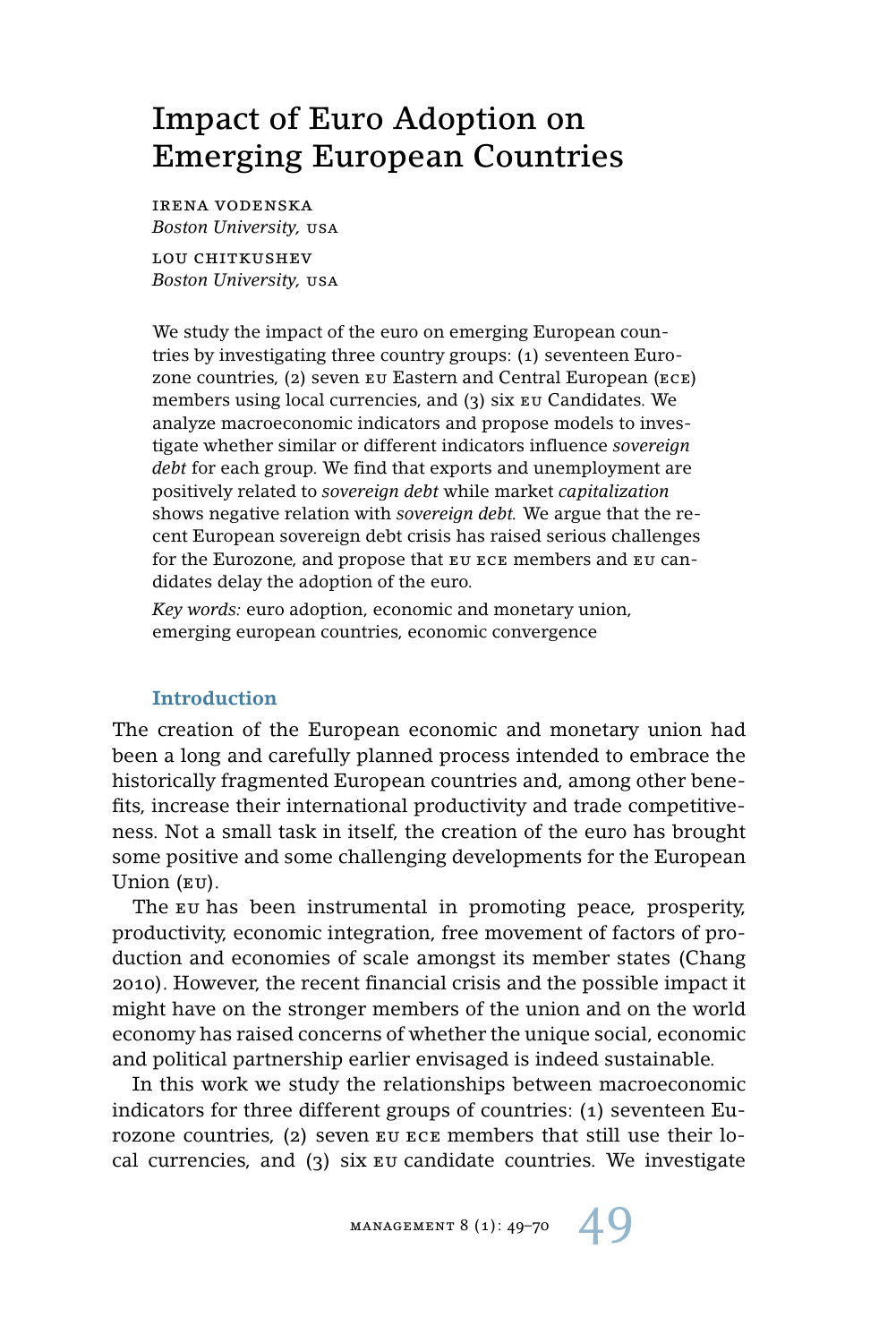# Impact of Euro Adoption on Emerging European Countries

IRENA VODENSKA
*Boston University, USA*

LOU CHITKUSHEV
*Boston University, USA*

We study the impact of the euro on emerging European countries by investigating three country groups: (1) seventeen Eurozone countries, (2) seven EU Eastern and Central European (ECE) members using local currencies, and (3) six EU Candidates. We analyze macroeconomic indicators and propose models to investigate whether similar or different indicators influence *sovereign debt* for each group. We find that exports and unemployment are positively related to *sovereign debt* while market *capitalization* shows negative relation with *sovereign debt*. We argue that the recent European sovereign debt crisis has raised serious challenges for the Eurozone, and propose that EU ECE members and EU candidates delay the adoption of the euro.

*Key words:* euro adoption, economic and monetary union, emerging european countries, economic convergence

## Introduction

The creation of the European economic and monetary union had been a long and carefully planned process intended to embrace the historically fragmented European countries and, among other benefits, increase their international productivity and trade competitiveness. Not a small task in itself, the creation of the euro has brought some positive and some challenging developments for the European Union (EU).

The EU has been instrumental in promoting peace, prosperity, productivity, economic integration, free movement of factors of production and economies of scale amongst its member states (Chang 2010). However, the recent financial crisis and the possible impact it might have on the stronger members of the union and on the world economy has raised concerns of whether the unique social, economic and political partnership earlier envisaged is indeed sustainable.

In this work we study the relationships between macroeconomic indicators for three different groups of countries: (1) seventeen Eurozone countries, (2) seven EU ECE members that still use their local currencies, and (3) six EU candidate countries. We investigate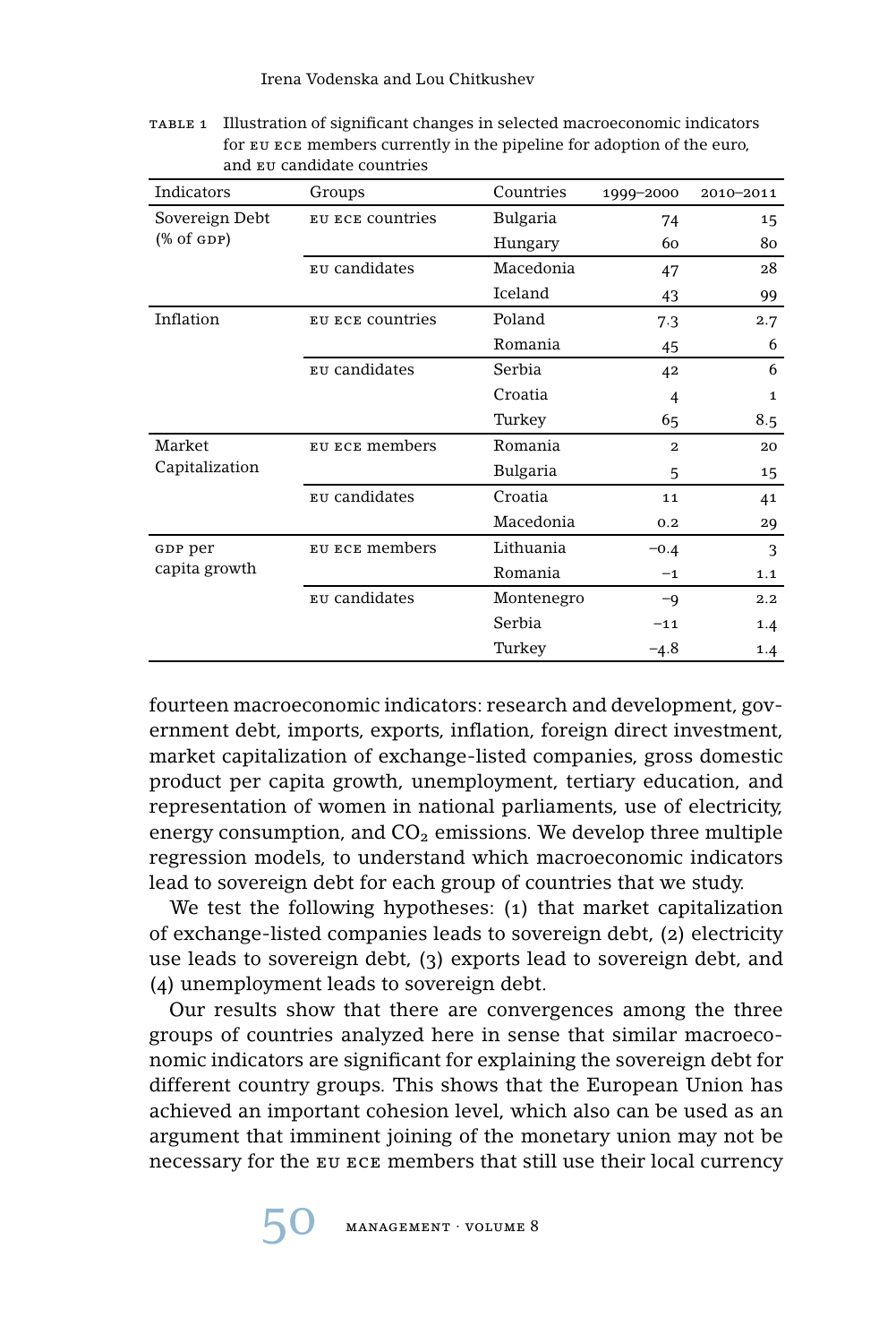TABLE 1 Illustration of significant changes in selected macroeconomic indicators for EU ECE members currently in the pipeline for adoption of the euro, and EU candidate countries

| Indicators | Groups | Countries | 1999–2000 | 2010–2011 |
|---|---|---|---|---|
| Sovereign Debt (% of GDP) | EU ECE countries | Bulgaria | 74 | 15 |
| | | Hungary | 60 | 80 |
| | EU candidates | Macedonia | 47 | 28 |
| | | Iceland | 43 | 99 |
| Inflation | EU ECE countries | Poland | 7.3 | 2.7 |
| | | Romania | 45 | 6 |
| | EU candidates | Serbia | 42 | 6 |
| | | Croatia | 4 | 1 |
| | | Turkey | 65 | 8.5 |
| Market Capitalization | EU ECE members | Romania | 2 | 20 |
| | | Bulgaria | 5 | 15 |
| | EU candidates | Croatia | 11 | 41 |
| | | Macedonia | 0.2 | 29 |
| GDP per capita growth | EU ECE members | Lithuania | −0.4 | 3 |
| | | Romania | −1 | 1.1 |
| | EU candidates | Montenegro | −9 | 2.2 |
| | | Serbia | −11 | 1.4 |
| | | Turkey | −4.8 | 1.4 |

fourteen macroeconomic indicators: research and development, government debt, imports, exports, inflation, foreign direct investment, market capitalization of exchange-listed companies, gross domestic product per capita growth, unemployment, tertiary education, and representation of women in national parliaments, use of electricity, energy consumption, and $CO_2$ emissions. We develop three multiple regression models, to understand which macroeconomic indicators lead to sovereign debt for each group of countries that we study.

We test the following hypotheses: (1) that market capitalization of exchange-listed companies leads to sovereign debt, (2) electricity use leads to sovereign debt, (3) exports lead to sovereign debt, and (4) unemployment leads to sovereign debt.

Our results show that there are convergences among the three groups of countries analyzed here in sense that similar macroeconomic indicators are significant for explaining the sovereign debt for different country groups. This shows that the European Union has achieved an important cohesion level, which also can be used as an argument that imminent joining of the monetary union may not be necessary for the EU ECE members that still use their local currency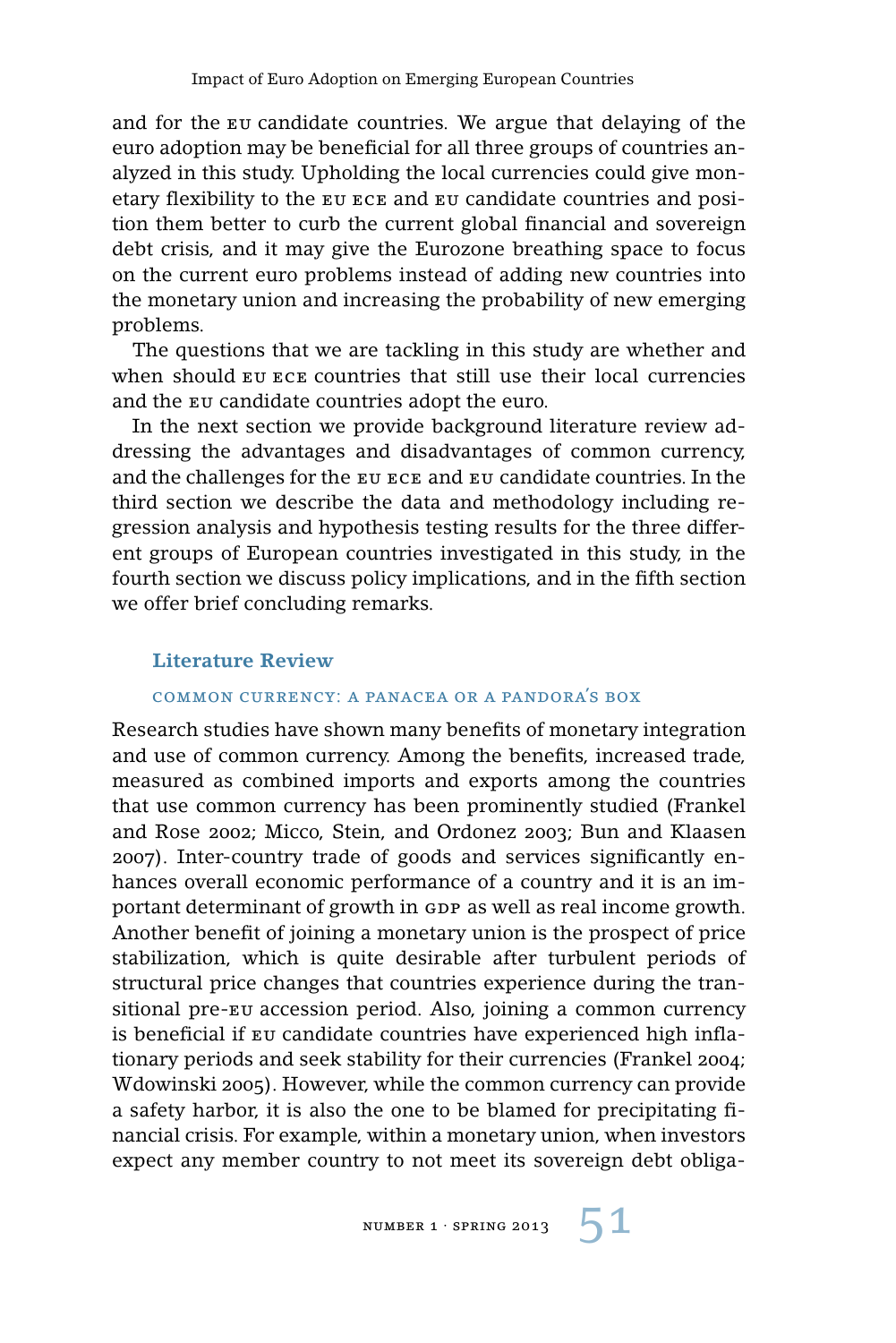and for the EU candidate countries. We argue that delaying of the euro adoption may be beneficial for all three groups of countries analyzed in this study. Upholding the local currencies could give monetary flexibility to the EU ECE and EU candidate countries and position them better to curb the current global financial and sovereign debt crisis, and it may give the Eurozone breathing space to focus on the current euro problems instead of adding new countries into the monetary union and increasing the probability of new emerging problems.

The questions that we are tackling in this study are whether and when should EU ECE countries that still use their local currencies and the EU candidate countries adopt the euro.

In the next section we provide background literature review addressing the advantages and disadvantages of common currency, and the challenges for the EU ECE and EU candidate countries. In the third section we describe the data and methodology including regression analysis and hypothesis testing results for the three different groups of European countries investigated in this study, in the fourth section we discuss policy implications, and in the fifth section we offer brief concluding remarks.

## Literature Review

### Common Currency: A Panacea or a Pandora's Box

Research studies have shown many benefits of monetary integration and use of common currency. Among the benefits, increased trade, measured as combined imports and exports among the countries that use common currency has been prominently studied (Frankel and Rose 2002; Micco, Stein, and Ordonez 2003; Bun and Klaasen 2007). Inter-country trade of goods and services significantly enhances overall economic performance of a country and it is an important determinant of growth in GDP as well as real income growth. Another benefit of joining a monetary union is the prospect of price stabilization, which is quite desirable after turbulent periods of structural price changes that countries experience during the transitional pre-EU accession period. Also, joining a common currency is beneficial if EU candidate countries have experienced high inflationary periods and seek stability for their currencies (Frankel 2004; Wdowinski 2005). However, while the common currency can provide a safety harbor, it is also the one to be blamed for precipitating financial crisis. For example, within a monetary union, when investors expect any member country to not meet its sovereign debt obliga-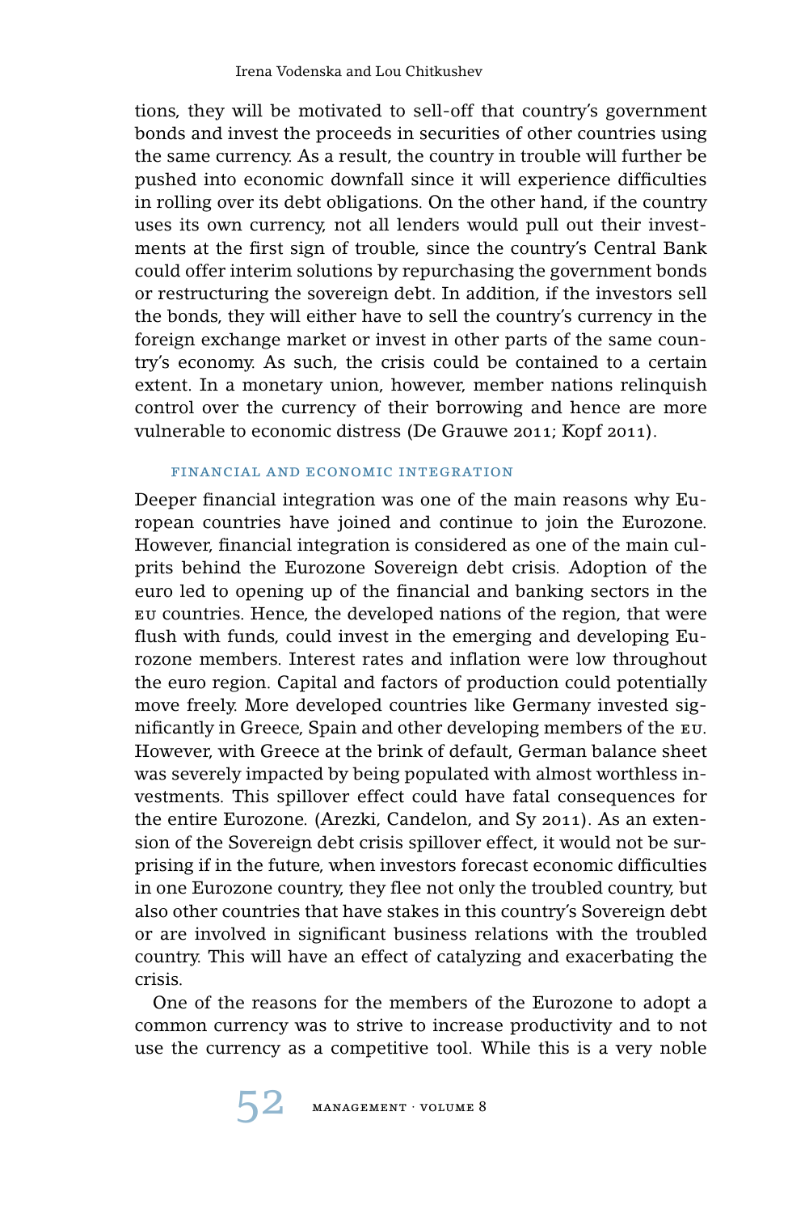tions, they will be motivated to sell-off that country's government bonds and invest the proceeds in securities of other countries using the same currency. As a result, the country in trouble will further be pushed into economic downfall since it will experience difficulties in rolling over its debt obligations. On the other hand, if the country uses its own currency, not all lenders would pull out their investments at the first sign of trouble, since the country's Central Bank could offer interim solutions by repurchasing the government bonds or restructuring the sovereign debt. In addition, if the investors sell the bonds, they will either have to sell the country's currency in the foreign exchange market or invest in other parts of the same country's economy. As such, the crisis could be contained to a certain extent. In a monetary union, however, member nations relinquish control over the currency of their borrowing and hence are more vulnerable to economic distress (De Grauwe 2011; Kopf 2011).

### FINANCIAL AND ECONOMIC INTEGRATION

Deeper financial integration was one of the main reasons why European countries have joined and continue to join the Eurozone. However, financial integration is considered as one of the main culprits behind the Eurozone Sovereign debt crisis. Adoption of the euro led to opening up of the financial and banking sectors in the EU countries. Hence, the developed nations of the region, that were flush with funds, could invest in the emerging and developing Eurozone members. Interest rates and inflation were low throughout the euro region. Capital and factors of production could potentially move freely. More developed countries like Germany invested significantly in Greece, Spain and other developing members of the EU. However, with Greece at the brink of default, German balance sheet was severely impacted by being populated with almost worthless investments. This spillover effect could have fatal consequences for the entire Eurozone. (Arezki, Candelon, and Sy 2011). As an extension of the Sovereign debt crisis spillover effect, it would not be surprising if in the future, when investors forecast economic difficulties in one Eurozone country, they flee not only the troubled country, but also other countries that have stakes in this country's Sovereign debt or are involved in significant business relations with the troubled country. This will have an effect of catalyzing and exacerbating the crisis.

One of the reasons for the members of the Eurozone to adopt a common currency was to strive to increase productivity and to not use the currency as a competitive tool. While this is a very noble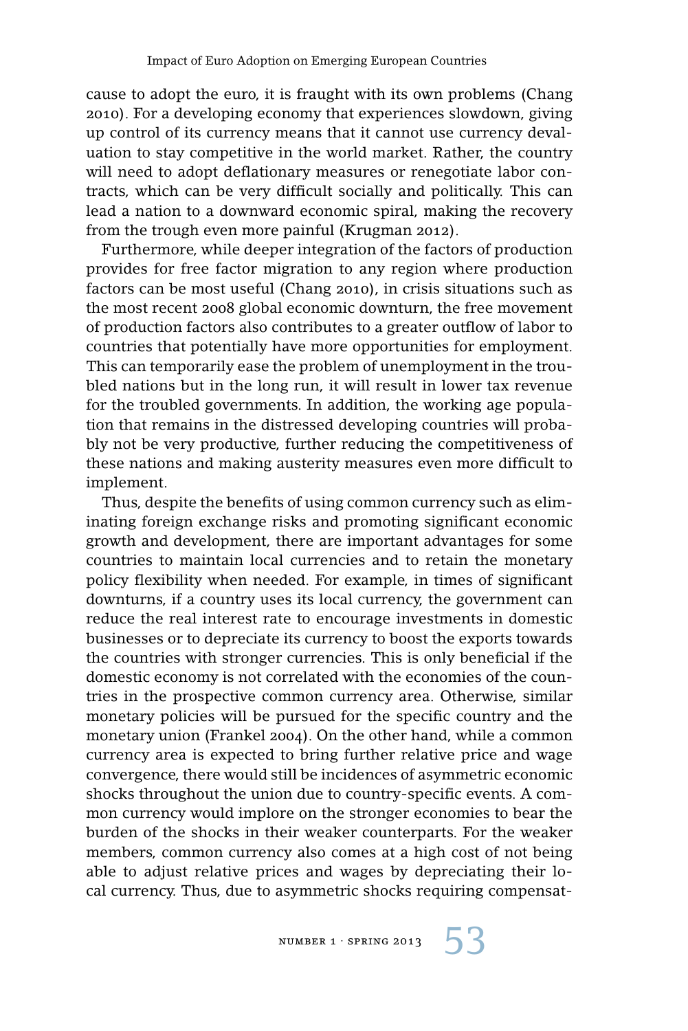cause to adopt the euro, it is fraught with its own problems (Chang 2010). For a developing economy that experiences slowdown, giving up control of its currency means that it cannot use currency devaluation to stay competitive in the world market. Rather, the country will need to adopt deflationary measures or renegotiate labor contracts, which can be very difficult socially and politically. This can lead a nation to a downward economic spiral, making the recovery from the trough even more painful (Krugman 2012).

Furthermore, while deeper integration of the factors of production provides for free factor migration to any region where production factors can be most useful (Chang 2010), in crisis situations such as the most recent 2008 global economic downturn, the free movement of production factors also contributes to a greater outflow of labor to countries that potentially have more opportunities for employment. This can temporarily ease the problem of unemployment in the troubled nations but in the long run, it will result in lower tax revenue for the troubled governments. In addition, the working age population that remains in the distressed developing countries will probably not be very productive, further reducing the competitiveness of these nations and making austerity measures even more difficult to implement.

Thus, despite the benefits of using common currency such as eliminating foreign exchange risks and promoting significant economic growth and development, there are important advantages for some countries to maintain local currencies and to retain the monetary policy flexibility when needed. For example, in times of significant downturns, if a country uses its local currency, the government can reduce the real interest rate to encourage investments in domestic businesses or to depreciate its currency to boost the exports towards the countries with stronger currencies. This is only beneficial if the domestic economy is not correlated with the economies of the countries in the prospective common currency area. Otherwise, similar monetary policies will be pursued for the specific country and the monetary union (Frankel 2004). On the other hand, while a common currency area is expected to bring further relative price and wage convergence, there would still be incidences of asymmetric economic shocks throughout the union due to country-specific events. A common currency would implore on the stronger economies to bear the burden of the shocks in their weaker counterparts. For the weaker members, common currency also comes at a high cost of not being able to adjust relative prices and wages by depreciating their local currency. Thus, due to asymmetric shocks requiring compensat-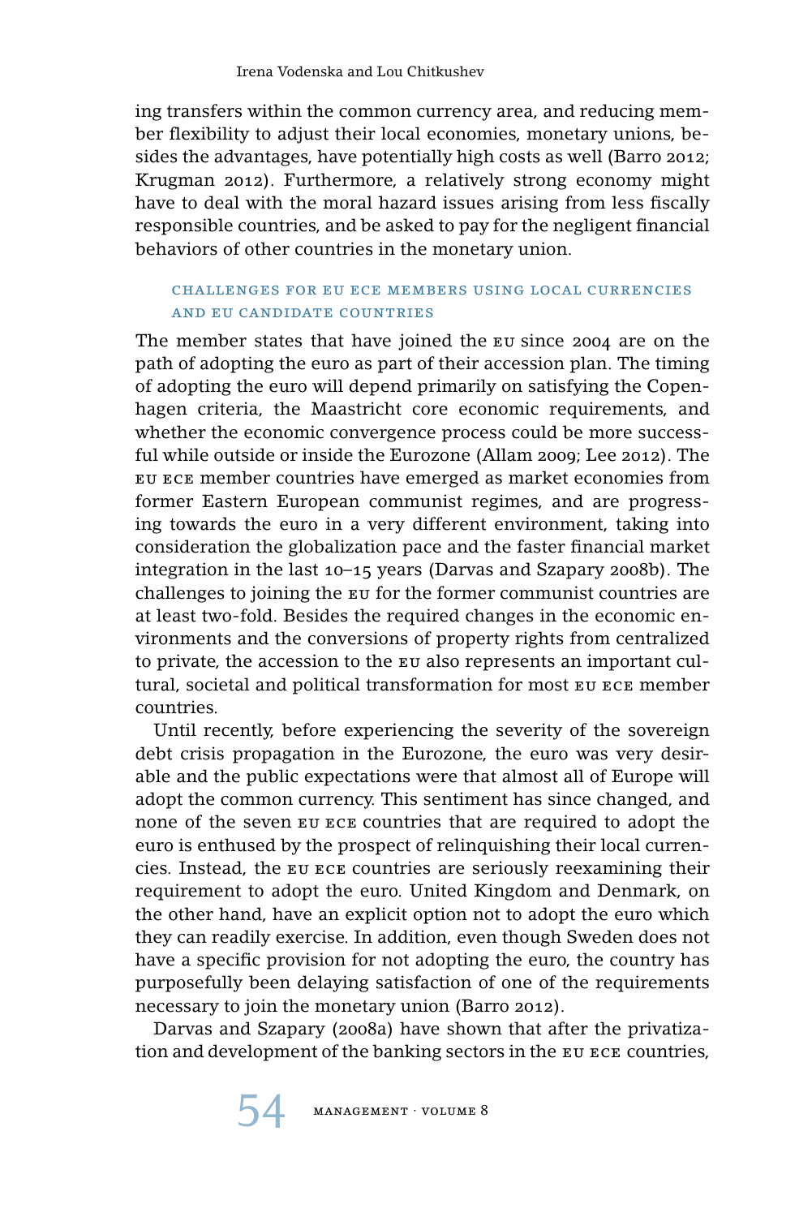ing transfers within the common currency area, and reducing member flexibility to adjust their local economies, monetary unions, besides the advantages, have potentially high costs as well (Barro 2012; Krugman 2012). Furthermore, a relatively strong economy might have to deal with the moral hazard issues arising from less fiscally responsible countries, and be asked to pay for the negligent financial behaviors of other countries in the monetary union.

### CHALLENGES FOR EU ECE MEMBERS USING LOCAL CURRENCIES AND EU CANDIDATE COUNTRIES

The member states that have joined the EU since 2004 are on the path of adopting the euro as part of their accession plan. The timing of adopting the euro will depend primarily on satisfying the Copenhagen criteria, the Maastricht core economic requirements, and whether the economic convergence process could be more successful while outside or inside the Eurozone (Allam 2009; Lee 2012). The EU ECE member countries have emerged as market economies from former Eastern European communist regimes, and are progressing towards the euro in a very different environment, taking into consideration the globalization pace and the faster financial market integration in the last 10–15 years (Darvas and Szapary 2008b). The challenges to joining the EU for the former communist countries are at least two-fold. Besides the required changes in the economic environments and the conversions of property rights from centralized to private, the accession to the EU also represents an important cultural, societal and political transformation for most EU ECE member countries.

Until recently, before experiencing the severity of the sovereign debt crisis propagation in the Eurozone, the euro was very desirable and the public expectations were that almost all of Europe will adopt the common currency. This sentiment has since changed, and none of the seven EU ECE countries that are required to adopt the euro is enthused by the prospect of relinquishing their local currencies. Instead, the EU ECE countries are seriously reexamining their requirement to adopt the euro. United Kingdom and Denmark, on the other hand, have an explicit option not to adopt the euro which they can readily exercise. In addition, even though Sweden does not have a specific provision for not adopting the euro, the country has purposefully been delaying satisfaction of one of the requirements necessary to join the monetary union (Barro 2012).

Darvas and Szapary (2008a) have shown that after the privatization and development of the banking sectors in the EU ECE countries,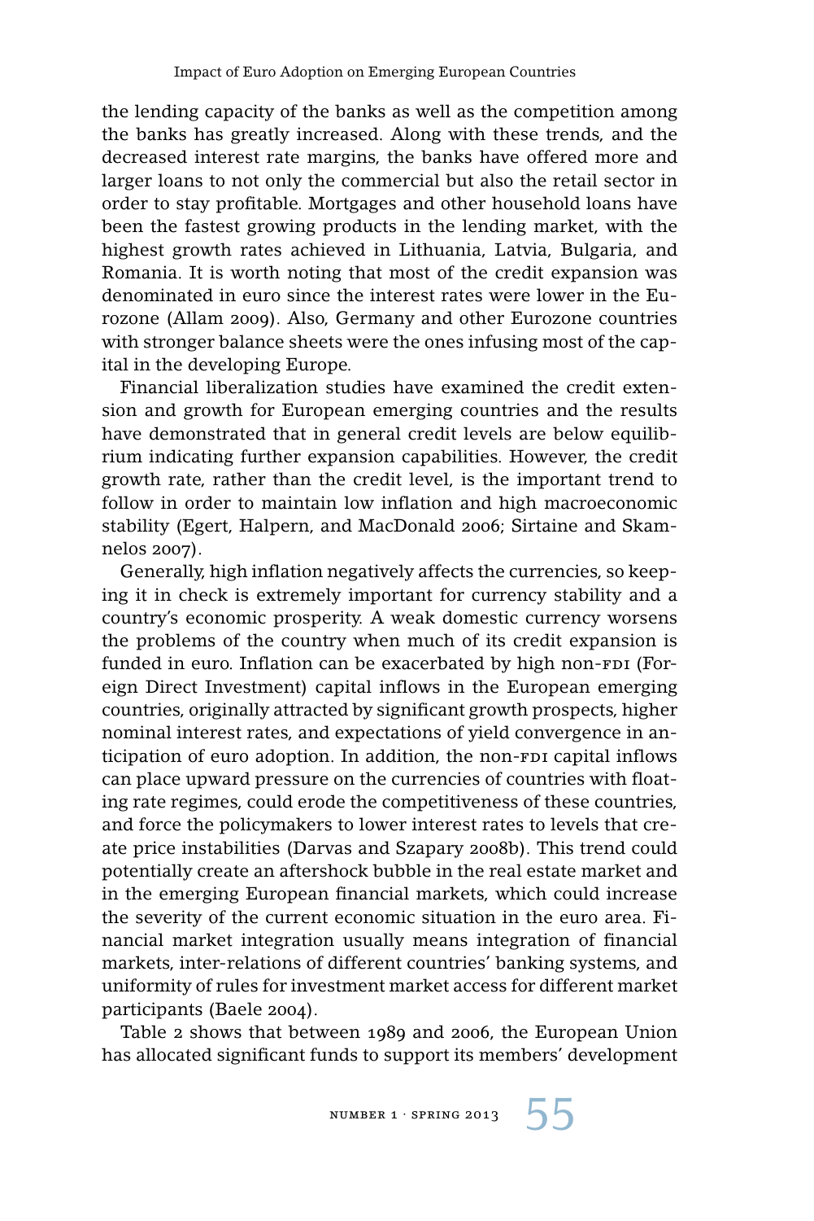the lending capacity of the banks as well as the competition among the banks has greatly increased. Along with these trends, and the decreased interest rate margins, the banks have offered more and larger loans to not only the commercial but also the retail sector in order to stay profitable. Mortgages and other household loans have been the fastest growing products in the lending market, with the highest growth rates achieved in Lithuania, Latvia, Bulgaria, and Romania. It is worth noting that most of the credit expansion was denominated in euro since the interest rates were lower in the Eurozone (Allam 2009). Also, Germany and other Eurozone countries with stronger balance sheets were the ones infusing most of the capital in the developing Europe.

Financial liberalization studies have examined the credit extension and growth for European emerging countries and the results have demonstrated that in general credit levels are below equilibrium indicating further expansion capabilities. However, the credit growth rate, rather than the credit level, is the important trend to follow in order to maintain low inflation and high macroeconomic stability (Egert, Halpern, and MacDonald 2006; Sirtaine and Skamnelos 2007).

Generally, high inflation negatively affects the currencies, so keeping it in check is extremely important for currency stability and a country's economic prosperity. A weak domestic currency worsens the problems of the country when much of its credit expansion is funded in euro. Inflation can be exacerbated by high non-FDI (Foreign Direct Investment) capital inflows in the European emerging countries, originally attracted by significant growth prospects, higher nominal interest rates, and expectations of yield convergence in anticipation of euro adoption. In addition, the non-FDI capital inflows can place upward pressure on the currencies of countries with floating rate regimes, could erode the competitiveness of these countries, and force the policymakers to lower interest rates to levels that create price instabilities (Darvas and Szapary 2008b). This trend could potentially create an aftershock bubble in the real estate market and in the emerging European financial markets, which could increase the severity of the current economic situation in the euro area. Financial market integration usually means integration of financial markets, inter-relations of different countries' banking systems, and uniformity of rules for investment market access for different market participants (Baele 2004).

Table 2 shows that between 1989 and 2006, the European Union has allocated significant funds to support its members' development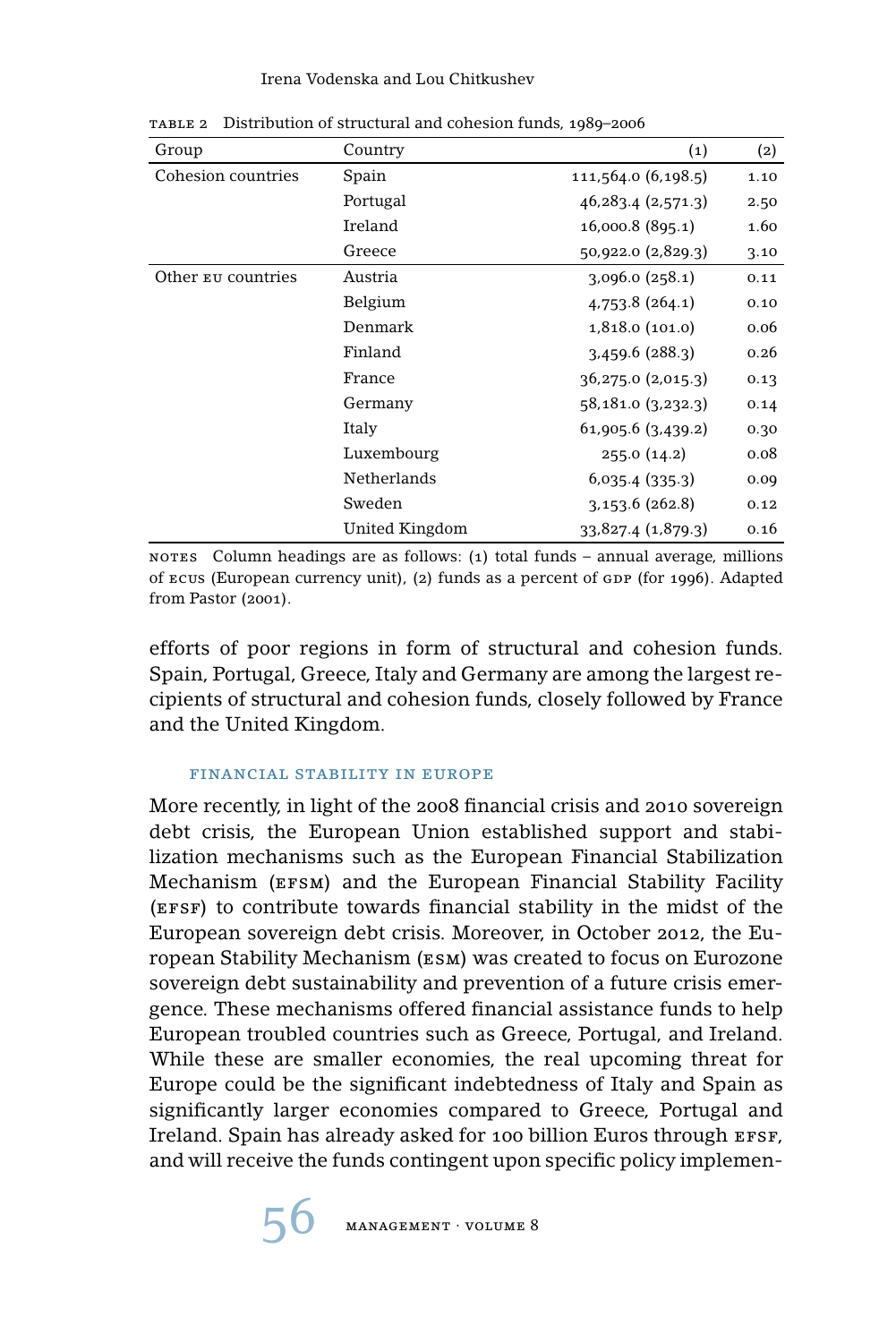TABLE 2 Distribution of structural and cohesion funds, 1989–2006

| Group | Country | (1) | (2) |
|---|---|---|---|
| Cohesion countries | Spain | 111,564.0 (6,198.5) | 1.10 |
| | Portugal | 46,283.4 (2,571.3) | 2.50 |
| | Ireland | 16,000.8 (895.1) | 1.60 |
| | Greece | 50,922.0 (2,829.3) | 3.10 |
| Other EU countries | Austria | 3,096.0 (258.1) | 0.11 |
| | Belgium | 4,753.8 (264.1) | 0.10 |
| | Denmark | 1,818.0 (101.0) | 0.06 |
| | Finland | 3,459.6 (288.3) | 0.26 |
| | France | 36,275.0 (2,015.3) | 0.13 |
| | Germany | 58,181.0 (3,232.3) | 0.14 |
| | Italy | 61,905.6 (3,439.2) | 0.30 |
| | Luxembourg | 255.0 (14.2) | 0.08 |
| | Netherlands | 6,035.4 (335.3) | 0.09 |
| | Sweden | 3,153.6 (262.8) | 0.12 |
| | United Kingdom | 33,827.4 (1,879.3) | 0.16 |

NOTES Column headings are as follows: (1) total funds – annual average, millions of ECUs (European currency unit), (2) funds as a percent of GDP (for 1996). Adapted from Pastor (2001).

efforts of poor regions in form of structural and cohesion funds. Spain, Portugal, Greece, Italy and Germany are among the largest recipients of structural and cohesion funds, closely followed by France and the United Kingdom.

## FINANCIAL STABILITY IN EUROPE

More recently, in light of the 2008 financial crisis and 2010 sovereign debt crisis, the European Union established support and stabilization mechanisms such as the European Financial Stabilization Mechanism (EFSM) and the European Financial Stability Facility (EFSF) to contribute towards financial stability in the midst of the European sovereign debt crisis. Moreover, in October 2012, the European Stability Mechanism (ESM) was created to focus on Eurozone sovereign debt sustainability and prevention of a future crisis emergence. These mechanisms offered financial assistance funds to help European troubled countries such as Greece, Portugal, and Ireland. While these are smaller economies, the real upcoming threat for Europe could be the significant indebtedness of Italy and Spain as significantly larger economies compared to Greece, Portugal and Ireland. Spain has already asked for 100 billion Euros through EFSF, and will receive the funds contingent upon specific policy implemen-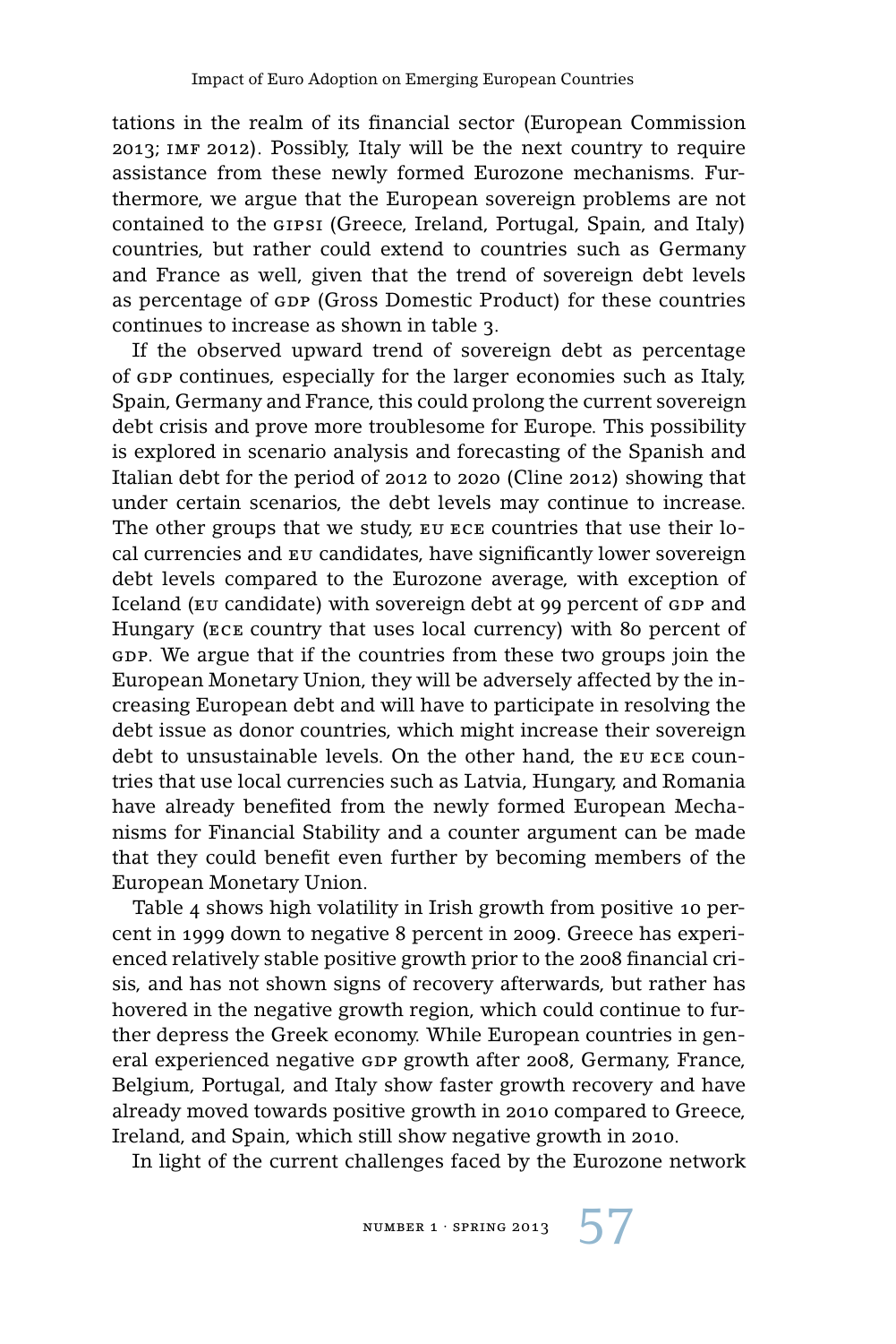tations in the realm of its financial sector (European Commission 2013; IMF 2012). Possibly, Italy will be the next country to require assistance from these newly formed Eurozone mechanisms. Furthermore, we argue that the European sovereign problems are not contained to the GIPSI (Greece, Ireland, Portugal, Spain, and Italy) countries, but rather could extend to countries such as Germany and France as well, given that the trend of sovereign debt levels as percentage of GDP (Gross Domestic Product) for these countries continues to increase as shown in table 3.

If the observed upward trend of sovereign debt as percentage of GDP continues, especially for the larger economies such as Italy, Spain, Germany and France, this could prolong the current sovereign debt crisis and prove more troublesome for Europe. This possibility is explored in scenario analysis and forecasting of the Spanish and Italian debt for the period of 2012 to 2020 (Cline 2012) showing that under certain scenarios, the debt levels may continue to increase. The other groups that we study, EU ECE countries that use their local currencies and EU candidates, have significantly lower sovereign debt levels compared to the Eurozone average, with exception of Iceland (EU candidate) with sovereign debt at 99 percent of GDP and Hungary (ECE country that uses local currency) with 80 percent of GDP. We argue that if the countries from these two groups join the European Monetary Union, they will be adversely affected by the increasing European debt and will have to participate in resolving the debt issue as donor countries, which might increase their sovereign debt to unsustainable levels. On the other hand, the EU ECE countries that use local currencies such as Latvia, Hungary, and Romania have already benefited from the newly formed European Mechanisms for Financial Stability and a counter argument can be made that they could benefit even further by becoming members of the European Monetary Union.

Table 4 shows high volatility in Irish growth from positive 10 percent in 1999 down to negative 8 percent in 2009. Greece has experienced relatively stable positive growth prior to the 2008 financial crisis, and has not shown signs of recovery afterwards, but rather has hovered in the negative growth region, which could continue to further depress the Greek economy. While European countries in general experienced negative GDP growth after 2008, Germany, France, Belgium, Portugal, and Italy show faster growth recovery and have already moved towards positive growth in 2010 compared to Greece, Ireland, and Spain, which still show negative growth in 2010.

In light of the current challenges faced by the Eurozone network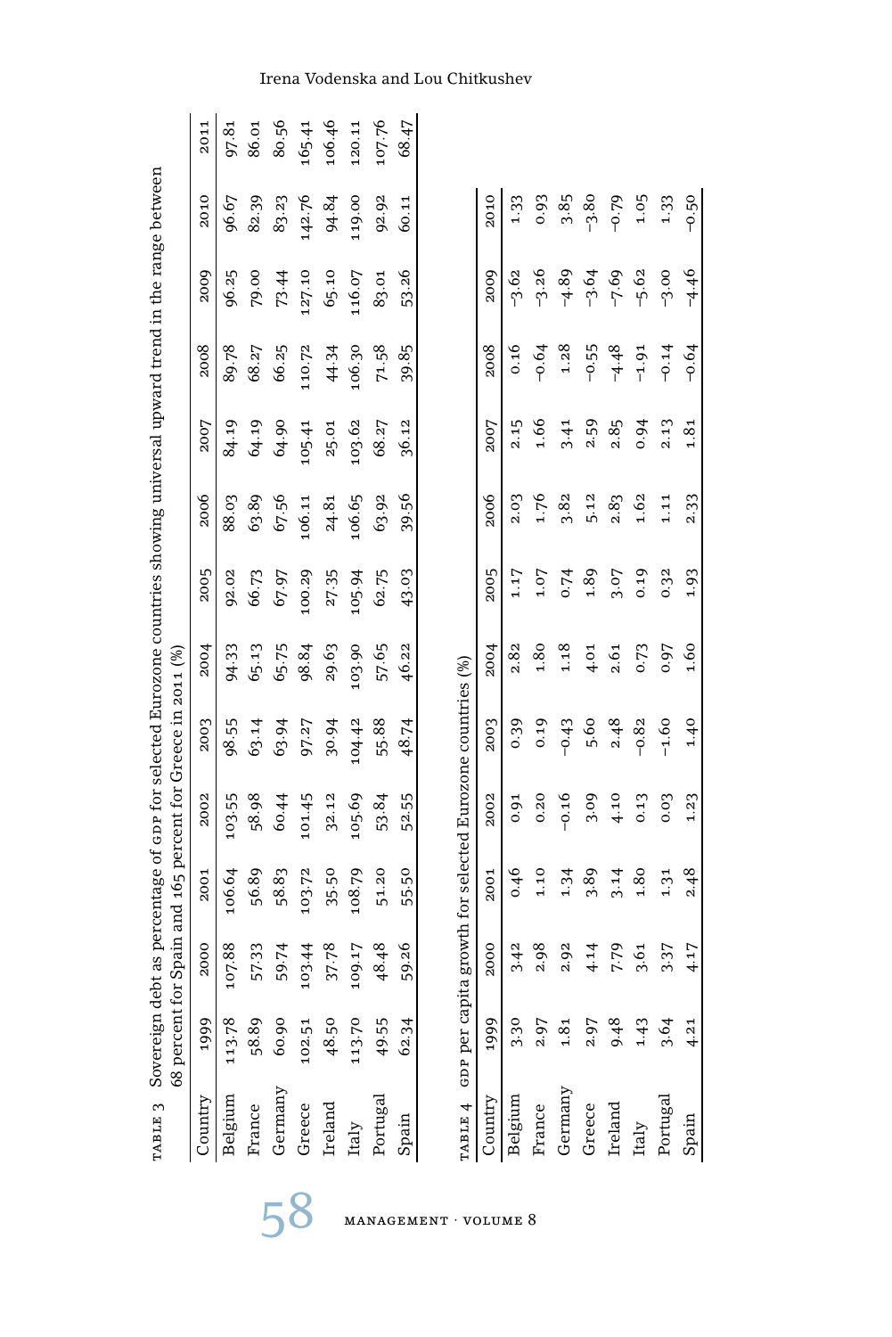TABLE 3 Sovereign debt as percentage of GDP for selected Eurozone countries showing universal upward trend in the range between 68 percent for Spain and 165 percent for Greece in 2011 (%)

| Country | 1999 | 2000 | 2001 | 2002 | 2003 | 2004 | 2005 | 2006 | 2007 | 2008 | 2009 | 2010 | 2011 |
|---|---|---|---|---|---|---|---|---|---|---|---|---|---|
| Belgium | 113.78 | 107.88 | 106.64 | 103.55 | 98.55 | 94.33 | 92.02 | 88.03 | 84.19 | 89.78 | 96.25 | 96.67 | 97.81 |
| France | 58.89 | 57.33 | 56.89 | 58.98 | 63.14 | 65.13 | 66.73 | 63.89 | 64.19 | 68.27 | 79.00 | 82.39 | 86.01 |
| Germany | 60.90 | 59.74 | 58.83 | 60.44 | 63.94 | 65.75 | 67.97 | 67.56 | 64.90 | 66.25 | 73.44 | 83.23 | 80.56 |
| Greece | 102.51 | 103.44 | 103.72 | 101.45 | 97.27 | 98.84 | 100.29 | 106.11 | 105.41 | 110.72 | 127.10 | 142.76 | 165.41 |
| Ireland | 48.50 | 37.78 | 35.50 | 32.12 | 30.94 | 29.63 | 27.35 | 24.81 | 25.01 | 44.34 | 65.10 | 94.84 | 106.46 |
| Italy | 113.70 | 109.17 | 108.79 | 105.69 | 104.42 | 103.90 | 105.94 | 106.65 | 103.62 | 106.30 | 116.07 | 119.00 | 120.11 |
| Portugal | 49.55 | 48.48 | 51.20 | 53.84 | 55.88 | 57.65 | 62.75 | 63.92 | 68.27 | 71.58 | 83.01 | 92.92 | 107.76 |
| Spain | 62.34 | 59.26 | 55.50 | 52.55 | 48.74 | 46.22 | 43.03 | 39.56 | 36.12 | 39.85 | 53.26 | 60.11 | 68.47 |

TABLE 4 GDP per capita growth for selected Eurozone countries (%)

| Country | 1999 | 2000 | 2001 | 2002 | 2003 | 2004 | 2005 | 2006 | 2007 | 2008 | 2009 | 2010 |
|---|---|---|---|---|---|---|---|---|---|---|---|---|
| Belgium | 3.30 | 3.42 | 0.46 | 0.91 | 0.39 | 2.82 | 1.17 | 2.03 | 2.15 | 0.16 | –3.62 | 1.33 |
| France | 2.97 | 2.98 | 1.10 | 0.20 | 0.19 | 1.80 | 1.07 | 1.76 | 1.66 | –0.64 | –3.26 | 0.93 |
| Germany | 1.81 | 2.92 | 1.34 | –0.16 | –0.43 | 1.18 | 0.74 | 3.82 | 3.41 | 1.28 | –4.89 | 3.85 |
| Greece | 2.97 | 4.14 | 3.89 | 3.09 | 5.60 | 4.01 | 1.89 | 5.12 | 2.59 | –0.55 | –3.64 | –3.80 |
| Ireland | 9.48 | 7.79 | 3.14 | 4.10 | 2.48 | 2.61 | 3.07 | 2.83 | 2.85 | –4.48 | –7.69 | –0.79 |
| Italy | 1.43 | 3.61 | 1.80 | 0.13 | –0.82 | 0.73 | 0.19 | 1.62 | 0.94 | –1.91 | –5.62 | 1.05 |
| Portugal | 3.64 | 3.37 | 1.31 | 0.03 | –1.60 | 0.97 | 0.32 | 1.11 | 2.13 | –0.14 | –3.00 | 1.33 |
| Spain | 4.21 | 4.17 | 2.48 | 1.23 | 1.40 | 1.60 | 1.93 | 2.33 | 1.81 | –0.64 | –4.46 | –0.50 |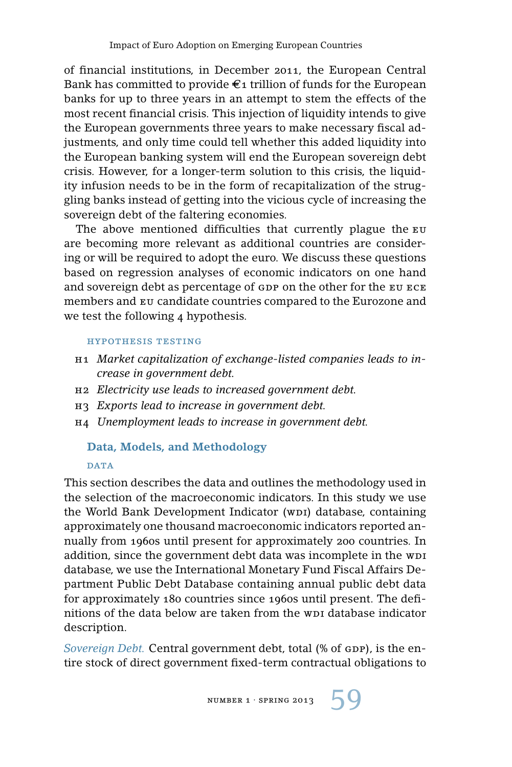of financial institutions, in December 2011, the European Central Bank has committed to provide €1 trillion of funds for the European banks for up to three years in an attempt to stem the effects of the most recent financial crisis. This injection of liquidity intends to give the European governments three years to make necessary fiscal adjustments, and only time could tell whether this added liquidity into the European banking system will end the European sovereign debt crisis. However, for a longer-term solution to this crisis, the liquidity infusion needs to be in the form of recapitalization of the struggling banks instead of getting into the vicious cycle of increasing the sovereign debt of the faltering economies.

The above mentioned difficulties that currently plague the EU are becoming more relevant as additional countries are considering or will be required to adopt the euro. We discuss these questions based on regression analyses of economic indicators on one hand and sovereign debt as percentage of GDP on the other for the EU ECE members and EU candidate countries compared to the Eurozone and we test the following 4 hypothesis.

#### HYPOTHESIS TESTING

- H1 *Market capitalization of exchange-listed companies leads to increase in government debt.*
- H2 *Electricity use leads to increased government debt.*
- H3 *Exports lead to increase in government debt.*
- H4 *Unemployment leads to increase in government debt.*

## Data, Models, and Methodology

### DATA

This section describes the data and outlines the methodology used in the selection of the macroeconomic indicators. In this study we use the World Bank Development Indicator (WDI) database, containing approximately one thousand macroeconomic indicators reported annually from 1960s until present for approximately 200 countries. In addition, since the government debt data was incomplete in the WDI database, we use the International Monetary Fund Fiscal Affairs Department Public Debt Database containing annual public debt data for approximately 180 countries since 1960s until present. The definitions of the data below are taken from the WDI database indicator description.

*Sovereign Debt.* Central government debt, total (% of GDP), is the entire stock of direct government fixed-term contractual obligations to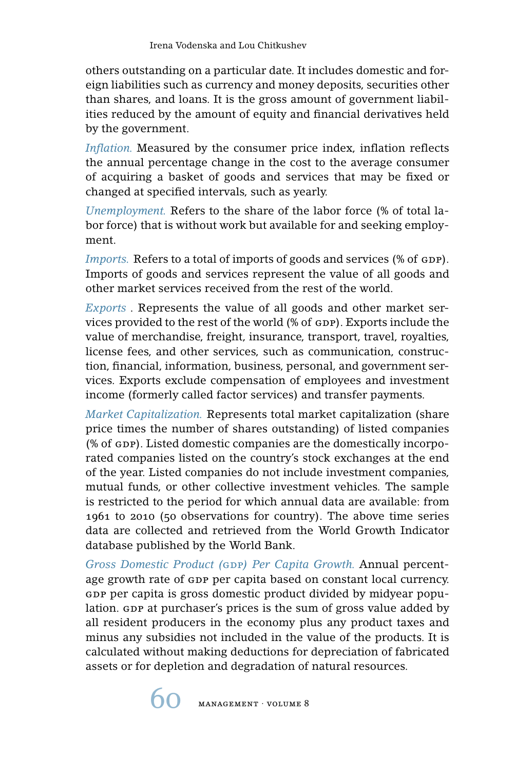others outstanding on a particular date. It includes domestic and foreign liabilities such as currency and money deposits, securities other than shares, and loans. It is the gross amount of government liabilities reduced by the amount of equity and financial derivatives held by the government.

*Inflation.* Measured by the consumer price index, inflation reflects the annual percentage change in the cost to the average consumer of acquiring a basket of goods and services that may be fixed or changed at specified intervals, such as yearly.

*Unemployment.* Refers to the share of the labor force (% of total labor force) that is without work but available for and seeking employment.

*Imports.* Refers to a total of imports of goods and services (% of GDP). Imports of goods and services represent the value of all goods and other market services received from the rest of the world.

*Exports* . Represents the value of all goods and other market services provided to the rest of the world (% of GDP). Exports include the value of merchandise, freight, insurance, transport, travel, royalties, license fees, and other services, such as communication, construction, financial, information, business, personal, and government services. Exports exclude compensation of employees and investment income (formerly called factor services) and transfer payments.

*Market Capitalization.* Represents total market capitalization (share price times the number of shares outstanding) of listed companies (% of GDP). Listed domestic companies are the domestically incorporated companies listed on the country's stock exchanges at the end of the year. Listed companies do not include investment companies, mutual funds, or other collective investment vehicles. The sample is restricted to the period for which annual data are available: from 1961 to 2010 (50 observations for country). The above time series data are collected and retrieved from the World Growth Indicator database published by the World Bank.

*Gross Domestic Product (GDP) Per Capita Growth.* Annual percentage growth rate of GDP per capita based on constant local currency. GDP per capita is gross domestic product divided by midyear population. GDP at purchaser's prices is the sum of gross value added by all resident producers in the economy plus any product taxes and minus any subsidies not included in the value of the products. It is calculated without making deductions for depreciation of fabricated assets or for depletion and degradation of natural resources.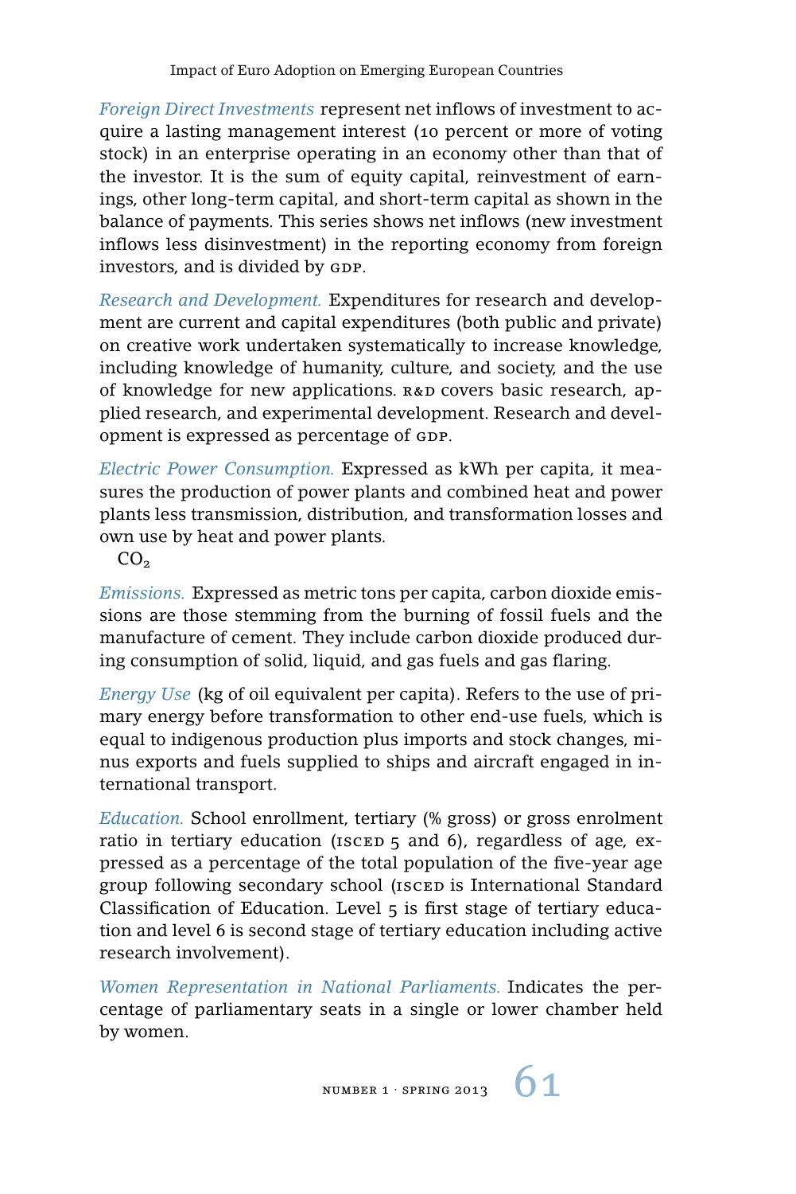*Foreign Direct Investments* represent net inflows of investment to acquire a lasting management interest (10 percent or more of voting stock) in an enterprise operating in an economy other than that of the investor. It is the sum of equity capital, reinvestment of earnings, other long-term capital, and short-term capital as shown in the balance of payments. This series shows net inflows (new investment inflows less disinvestment) in the reporting economy from foreign investors, and is divided by GDP.

*Research and Development.* Expenditures for research and development are current and capital expenditures (both public and private) on creative work undertaken systematically to increase knowledge, including knowledge of humanity, culture, and society, and the use of knowledge for new applications. R&D covers basic research, applied research, and experimental development. Research and development is expressed as percentage of GDP.

*Electric Power Consumption.* Expressed as kWh per capita, it measures the production of power plants and combined heat and power plants less transmission, distribution, and transformation losses and own use by heat and power plants.

$CO_2$ *Emissions.* Expressed as metric tons per capita, carbon dioxide emissions are those stemming from the burning of fossil fuels and the manufacture of cement. They include carbon dioxide produced during consumption of solid, liquid, and gas fuels and gas flaring.

*Energy Use* (kg of oil equivalent per capita). Refers to the use of primary energy before transformation to other end-use fuels, which is equal to indigenous production plus imports and stock changes, minus exports and fuels supplied to ships and aircraft engaged in international transport.

*Education.* School enrollment, tertiary (% gross) or gross enrolment ratio in tertiary education (ISCED 5 and 6), regardless of age, expressed as a percentage of the total population of the five-year age group following secondary school (ISCED is International Standard Classification of Education. Level 5 is first stage of tertiary education and level 6 is second stage of tertiary education including active research involvement).

*Women Representation in National Parliaments.* Indicates the percentage of parliamentary seats in a single or lower chamber held by women.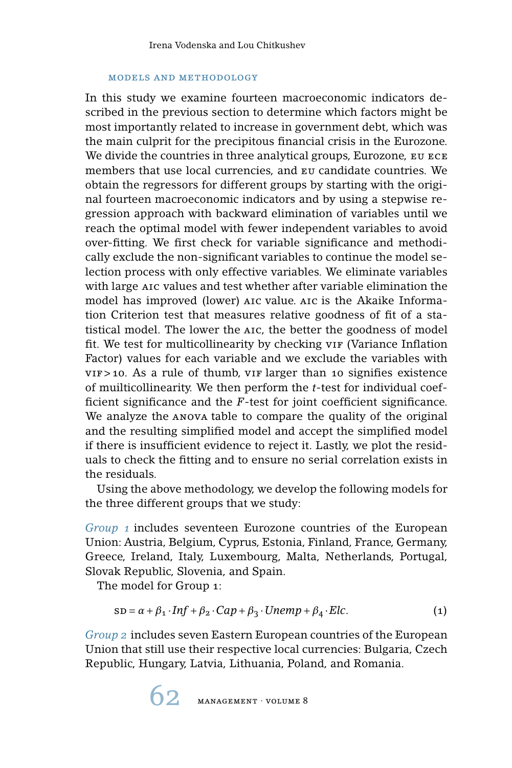## MODELS AND METHODOLOGY

In this study we examine fourteen macroeconomic indicators described in the previous section to determine which factors might be most importantly related to increase in government debt, which was the main culprit for the precipitous financial crisis in the Eurozone. We divide the countries in three analytical groups, Eurozone, EU ECE members that use local currencies, and EU candidate countries. We obtain the regressors for different groups by starting with the original fourteen macroeconomic indicators and by using a stepwise regression approach with backward elimination of variables until we reach the optimal model with fewer independent variables to avoid over-fitting. We first check for variable significance and methodically exclude the non-significant variables to continue the model selection process with only effective variables. We eliminate variables with large AIC values and test whether after variable elimination the model has improved (lower) AIC value. AIC is the Akaike Information Criterion test that measures relative goodness of fit of a statistical model. The lower the AIC, the better the goodness of model fit. We test for multicollinearity by checking VIF (Variance Inflation Factor) values for each variable and we exclude the variables with VIF > 10. As a rule of thumb, VIF larger than 10 signifies existence of muilticollinearity. We then perform the *t*-test for individual coefficient significance and the *F*-test for joint coefficient significance. We analyze the ANOVA table to compare the quality of the original and the resulting simplified model and accept the simplified model if there is insufficient evidence to reject it. Lastly, we plot the residuals to check the fitting and to ensure no serial correlation exists in the residuals.

Using the above methodology, we develop the following models for the three different groups that we study:

*Group 1* includes seventeen Eurozone countries of the European Union: Austria, Belgium, Cyprus, Estonia, Finland, France, Germany, Greece, Ireland, Italy, Luxembourg, Malta, Netherlands, Portugal, Slovak Republic, Slovenia, and Spain.

The model for Group 1:

$$\text{SD} = \alpha + \beta_1 \cdot Inf + \beta_2 \cdot Cap + \beta_3 \cdot Unemp + \beta_4 \cdot Elc. \tag{1}$$

*Group 2* includes seven Eastern European countries of the European Union that still use their respective local currencies: Bulgaria, Czech Republic, Hungary, Latvia, Lithuania, Poland, and Romania.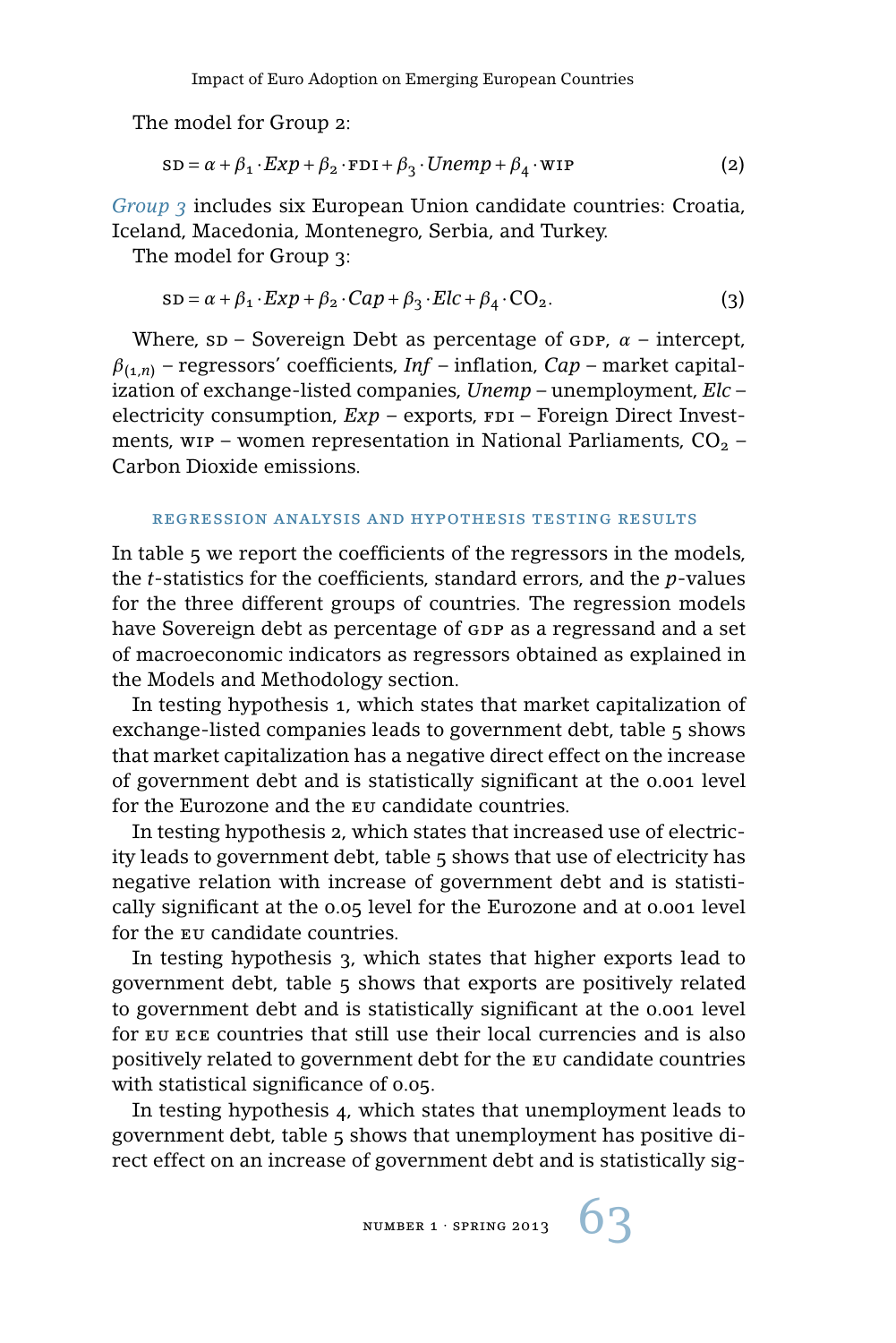The model for Group 2:

$$\text{SD} = \alpha + \beta_1 \cdot Exp + \beta_2 \cdot \text{FDI} + \beta_3 \cdot Unemp + \beta_4 \cdot \text{WIP} \tag{2}$$

*Group 3* includes six European Union candidate countries: Croatia, Iceland, Macedonia, Montenegro, Serbia, and Turkey.

The model for Group 3:

$$\text{SD} = \alpha + \beta_1 \cdot Exp + \beta_2 \cdot Cap + \beta_3 \cdot Elc + \beta_4 \cdot \text{CO}_2. \tag{3}$$

Where, SD – Sovereign Debt as percentage of GDP, $\alpha$ – intercept, $\beta_{(1,n)}$ – regressors' coefficients, *Inf* – inflation, *Cap* – market capitalization of exchange-listed companies, *Unemp* – unemployment, *Elc* – electricity consumption, *Exp* – exports, FDI – Foreign Direct Investments, WIP – women representation in National Parliaments, $CO_2$ – Carbon Dioxide emissions.

## REGRESSION ANALYSIS AND HYPOTHESIS TESTING RESULTS

In table 5 we report the coefficients of the regressors in the models, the *t*-statistics for the coefficients, standard errors, and the *p*-values for the three different groups of countries. The regression models have Sovereign debt as percentage of GDP as a regressand and a set of macroeconomic indicators as regressors obtained as explained in the Models and Methodology section.

In testing hypothesis 1, which states that market capitalization of exchange-listed companies leads to government debt, table 5 shows that market capitalization has a negative direct effect on the increase of government debt and is statistically significant at the 0.001 level for the Eurozone and the EU candidate countries.

In testing hypothesis 2, which states that increased use of electricity leads to government debt, table 5 shows that use of electricity has negative relation with increase of government debt and is statistically significant at the 0.05 level for the Eurozone and at 0.001 level for the EU candidate countries.

In testing hypothesis 3, which states that higher exports lead to government debt, table 5 shows that exports are positively related to government debt and is statistically significant at the 0.001 level for EU ECE countries that still use their local currencies and is also positively related to government debt for the EU candidate countries with statistical significance of 0.05.

In testing hypothesis 4, which states that unemployment leads to government debt, table 5 shows that unemployment has positive direct effect on an increase of government debt and is statistically sig-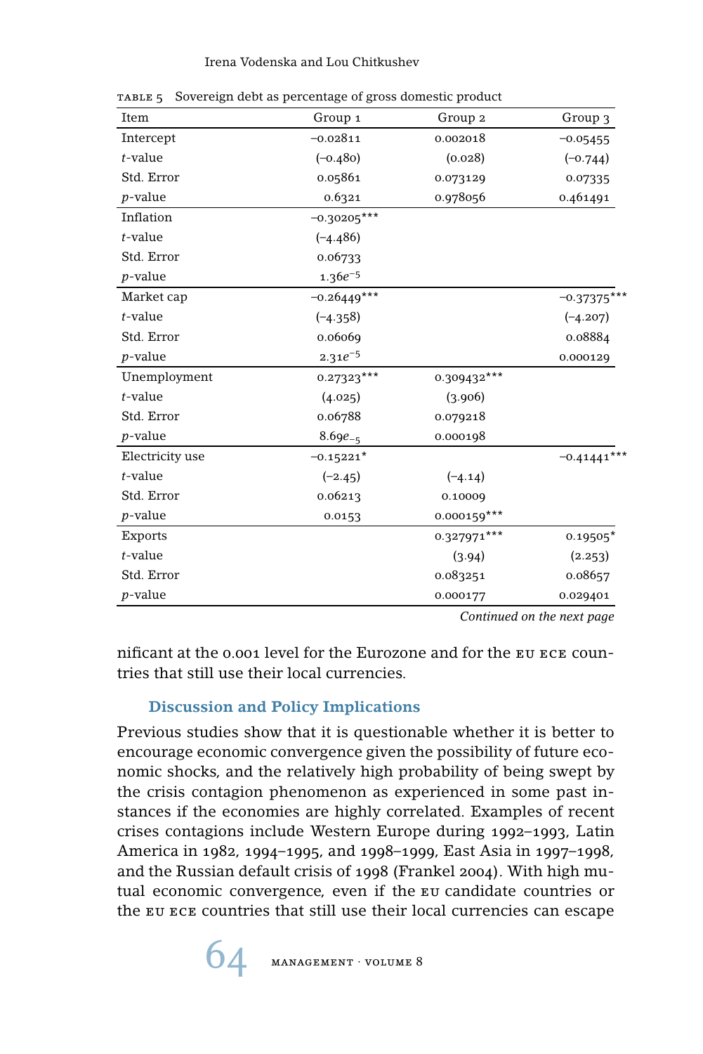TABLE 5 Sovereign debt as percentage of gross domestic product

| Item | Group 1 | Group 2 | Group 3 |
|---|---|---|---|
| Intercept | −0.02811 | 0.002018 | −0.05455 |
| *t*-value | (−0.480) | (0.028) | (−0.744) |
| Std. Error | 0.05861 | 0.073129 | 0.07335 |
| *p*-value | 0.6321 | 0.978056 | 0.461491 |
| Inflation | −0.30205*** | | |
| *t*-value | (−4.486) | | |
| Std. Error | 0.06733 | | |
| *p*-value | $1.36e^{-5}$ | | |
| Market cap | −0.26449*** | | −0.37375*** |
| *t*-value | (−4.358) | | (−4.207) |
| Std. Error | 0.06069 | | 0.08884 |
| *p*-value | $2.31e^{-5}$ | | 0.000129 |
| Unemployment | 0.27323*** | 0.309432*** | |
| *t*-value | (4.025) | (3.906) | |
| Std. Error | 0.06788 | 0.079218 | |
| *p*-value | $8.69e_{-5}$ | 0.000198 | |
| Electricity use | −0.15221* | | −0.41441*** |
| *t*-value | (−2.45) | (−4.14) | |
| Std. Error | 0.06213 | 0.10009 | |
| *p*-value | 0.0153 | 0.000159*** | |
| Exports | | 0.327971*** | 0.19505* |
| *t*-value | | (3.94) | (2.253) |
| Std. Error | | 0.083251 | 0.08657 |
| *p*-value | | 0.000177 | 0.029401 |

*Continued on the next page*

nificant at the 0.001 level for the Eurozone and for the EU ECE countries that still use their local currencies.

## Discussion and Policy Implications

Previous studies show that it is questionable whether it is better to encourage economic convergence given the possibility of future economic shocks, and the relatively high probability of being swept by the crisis contagion phenomenon as experienced in some past instances if the economies are highly correlated. Examples of recent crises contagions include Western Europe during 1992–1993, Latin America in 1982, 1994–1995, and 1998–1999, East Asia in 1997–1998, and the Russian default crisis of 1998 (Frankel 2004). With high mutual economic convergence, even if the EU candidate countries or the EU ECE countries that still use their local currencies can escape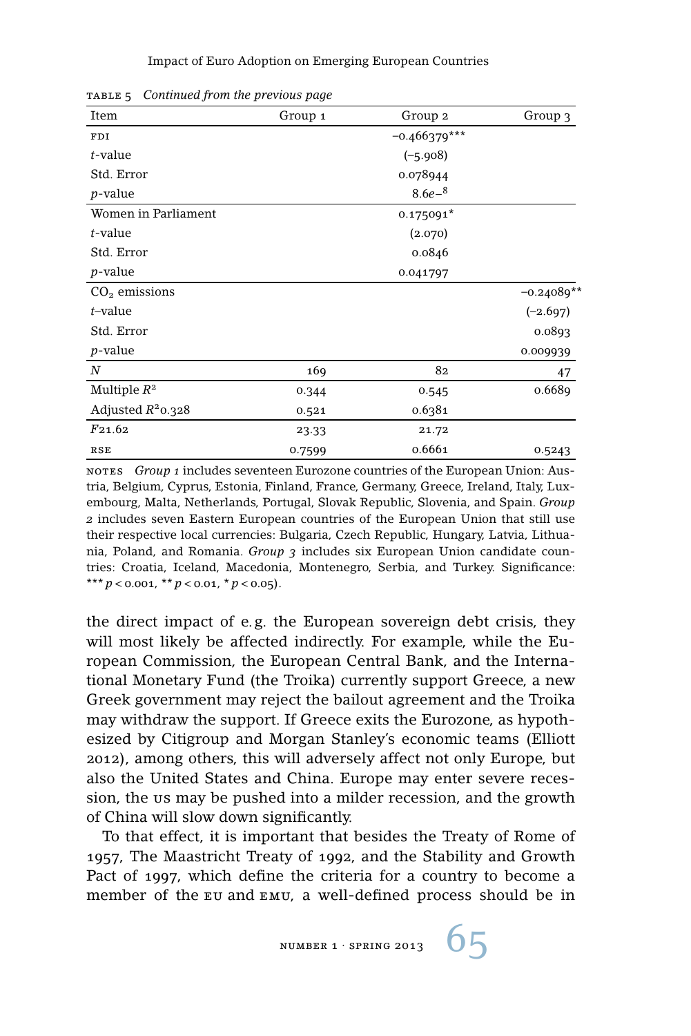TABLE 5 *Continued from the previous page*

| Item | Group 1 | Group 2 | Group 3 |
|---|---|---|---|
| FDI | | −0.466379*** | |
| $t$-value | | (−5.908) | |
| Std. Error | | 0.078944 | |
| $p$-value | | $8.6e{-8}$ | |
| Women in Parliament | | 0.175091* | |
| $t$-value | | (2.070) | |
| Std. Error | | 0.0846 | |
| $p$-value | | 0.041797 | |
| $CO_2$ emissions | | | −0.24089** |
| $t$–value | | | (−2.697) |
| Std. Error | | | 0.0893 |
| $p$-value | | | 0.009939 |
| $N$ | 169 | 82 | 47 |
| Multiple $R^2$ | 0.344 | 0.545 | 0.6689 |
| Adjusted $R^2$0.328 | 0.521 | 0.6381 | |
| $F$21.62 | 23.33 | 21.72 | |
| RSE | 0.7599 | 0.6661 | 0.5243 |

NOTES *Group 1* includes seventeen Eurozone countries of the European Union: Austria, Belgium, Cyprus, Estonia, Finland, France, Germany, Greece, Ireland, Italy, Luxembourg, Malta, Netherlands, Portugal, Slovak Republic, Slovenia, and Spain. *Group 2* includes seven Eastern European countries of the European Union that still use their respective local currencies: Bulgaria, Czech Republic, Hungary, Latvia, Lithuania, Poland, and Romania. *Group 3* includes six European Union candidate countries: Croatia, Iceland, Macedonia, Montenegro, Serbia, and Turkey. Significance: *** $p < 0.001$, ** $p < 0.01$, * $p < 0.05$).

the direct impact of e.g. the European sovereign debt crisis, they will most likely be affected indirectly. For example, while the European Commission, the European Central Bank, and the International Monetary Fund (the Troika) currently support Greece, a new Greek government may reject the bailout agreement and the Troika may withdraw the support. If Greece exits the Eurozone, as hypothesized by Citigroup and Morgan Stanley's economic teams (Elliott 2012), among others, this will adversely affect not only Europe, but also the United States and China. Europe may enter severe recession, the US may be pushed into a milder recession, and the growth of China will slow down significantly.

To that effect, it is important that besides the Treaty of Rome of 1957, The Maastricht Treaty of 1992, and the Stability and Growth Pact of 1997, which define the criteria for a country to become a member of the EU and EMU, a well-defined process should be in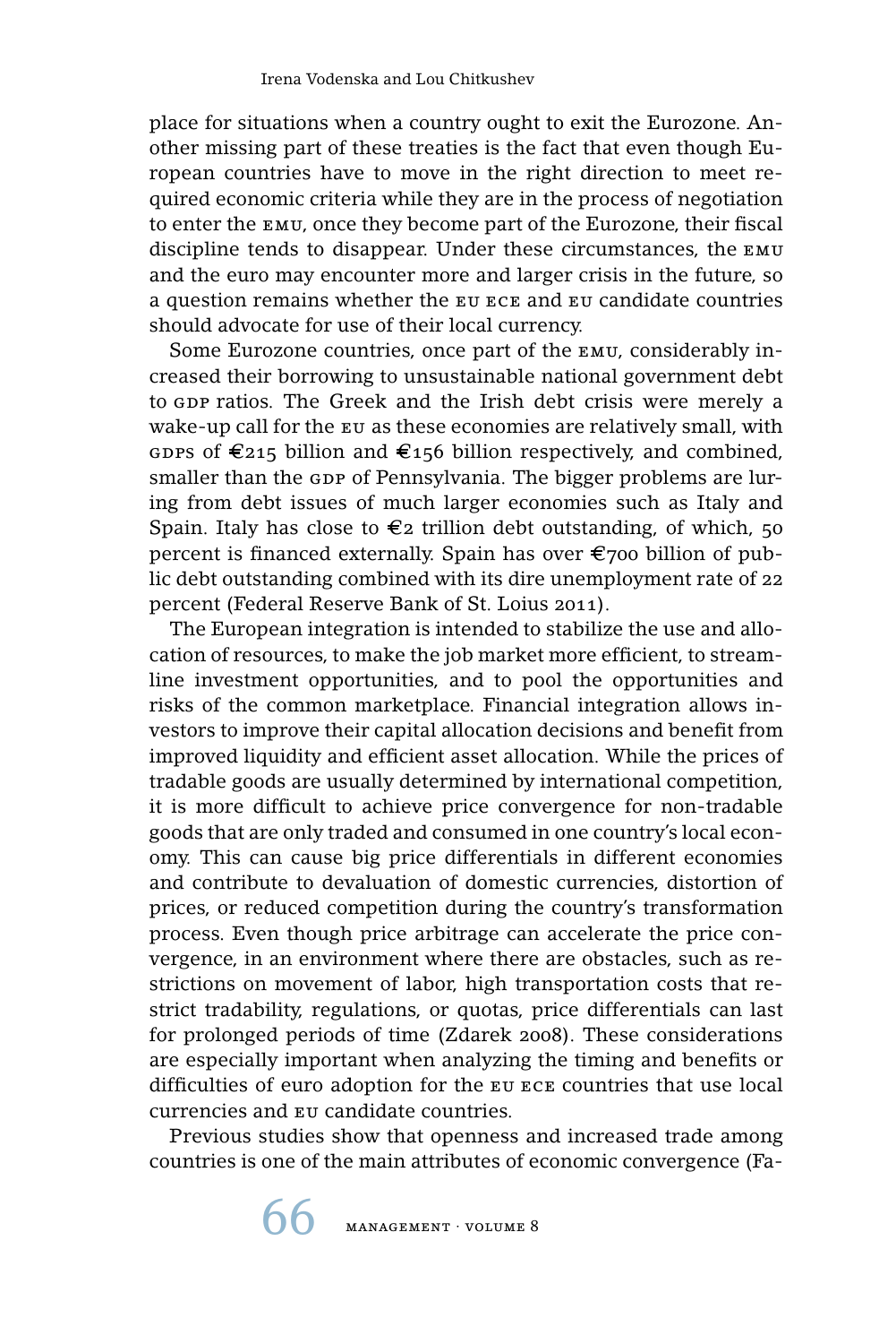place for situations when a country ought to exit the Eurozone. Another missing part of these treaties is the fact that even though European countries have to move in the right direction to meet required economic criteria while they are in the process of negotiation to enter the EMU, once they become part of the Eurozone, their fiscal discipline tends to disappear. Under these circumstances, the EMU and the euro may encounter more and larger crisis in the future, so a question remains whether the EU ECE and EU candidate countries should advocate for use of their local currency.

Some Eurozone countries, once part of the EMU, considerably increased their borrowing to unsustainable national government debt to GDP ratios. The Greek and the Irish debt crisis were merely a wake-up call for the EU as these economies are relatively small, with GDPs of €215 billion and €156 billion respectively, and combined, smaller than the GDP of Pennsylvania. The bigger problems are luring from debt issues of much larger economies such as Italy and Spain. Italy has close to €2 trillion debt outstanding, of which, 50 percent is financed externally. Spain has over €700 billion of public debt outstanding combined with its dire unemployment rate of 22 percent (Federal Reserve Bank of St. Loius 2011).

The European integration is intended to stabilize the use and allocation of resources, to make the job market more efficient, to streamline investment opportunities, and to pool the opportunities and risks of the common marketplace. Financial integration allows investors to improve their capital allocation decisions and benefit from improved liquidity and efficient asset allocation. While the prices of tradable goods are usually determined by international competition, it is more difficult to achieve price convergence for non-tradable goods that are only traded and consumed in one country's local economy. This can cause big price differentials in different economies and contribute to devaluation of domestic currencies, distortion of prices, or reduced competition during the country's transformation process. Even though price arbitrage can accelerate the price convergence, in an environment where there are obstacles, such as restrictions on movement of labor, high transportation costs that restrict tradability, regulations, or quotas, price differentials can last for prolonged periods of time (Zdarek 2008). These considerations are especially important when analyzing the timing and benefits or difficulties of euro adoption for the EU ECE countries that use local currencies and EU candidate countries.

Previous studies show that openness and increased trade among countries is one of the main attributes of economic convergence (Fa-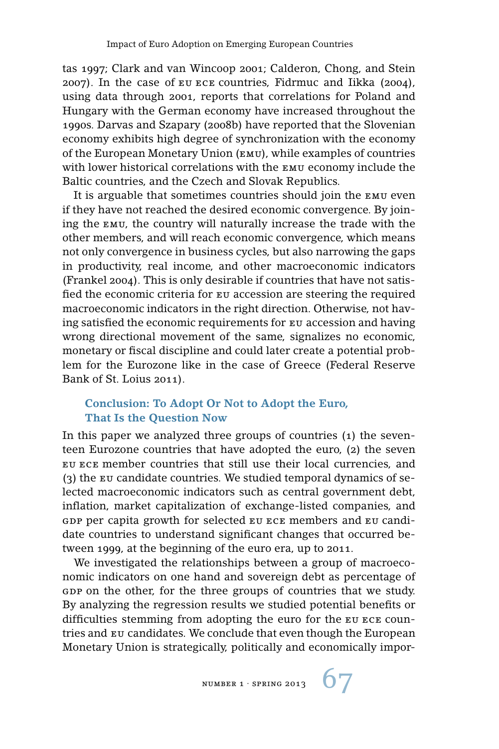tas 1997; Clark and van Wincoop 2001; Calderon, Chong, and Stein 2007). In the case of EU ECE countries, Fidrmuc and Iikka (2004), using data through 2001, reports that correlations for Poland and Hungary with the German economy have increased throughout the 1990s. Darvas and Szapary (2008b) have reported that the Slovenian economy exhibits high degree of synchronization with the economy of the European Monetary Union (EMU), while examples of countries with lower historical correlations with the EMU economy include the Baltic countries, and the Czech and Slovak Republics.

It is arguable that sometimes countries should join the EMU even if they have not reached the desired economic convergence. By joining the EMU, the country will naturally increase the trade with the other members, and will reach economic convergence, which means not only convergence in business cycles, but also narrowing the gaps in productivity, real income, and other macroeconomic indicators (Frankel 2004). This is only desirable if countries that have not satisfied the economic criteria for EU accession are steering the required macroeconomic indicators in the right direction. Otherwise, not having satisfied the economic requirements for EU accession and having wrong directional movement of the same, signalizes no economic, monetary or fiscal discipline and could later create a potential problem for the Eurozone like in the case of Greece (Federal Reserve Bank of St. Loius 2011).

## Conclusion: To Adopt Or Not to Adopt the Euro, That Is the Question Now

In this paper we analyzed three groups of countries (1) the seventeen Eurozone countries that have adopted the euro, (2) the seven EU ECE member countries that still use their local currencies, and (3) the EU candidate countries. We studied temporal dynamics of selected macroeconomic indicators such as central government debt, inflation, market capitalization of exchange-listed companies, and GDP per capita growth for selected EU ECE members and EU candidate countries to understand significant changes that occurred between 1999, at the beginning of the euro era, up to 2011.

We investigated the relationships between a group of macroeconomic indicators on one hand and sovereign debt as percentage of GDP on the other, for the three groups of countries that we study. By analyzing the regression results we studied potential benefits or difficulties stemming from adopting the euro for the EU ECE countries and EU candidates. We conclude that even though the European Monetary Union is strategically, politically and economically impor-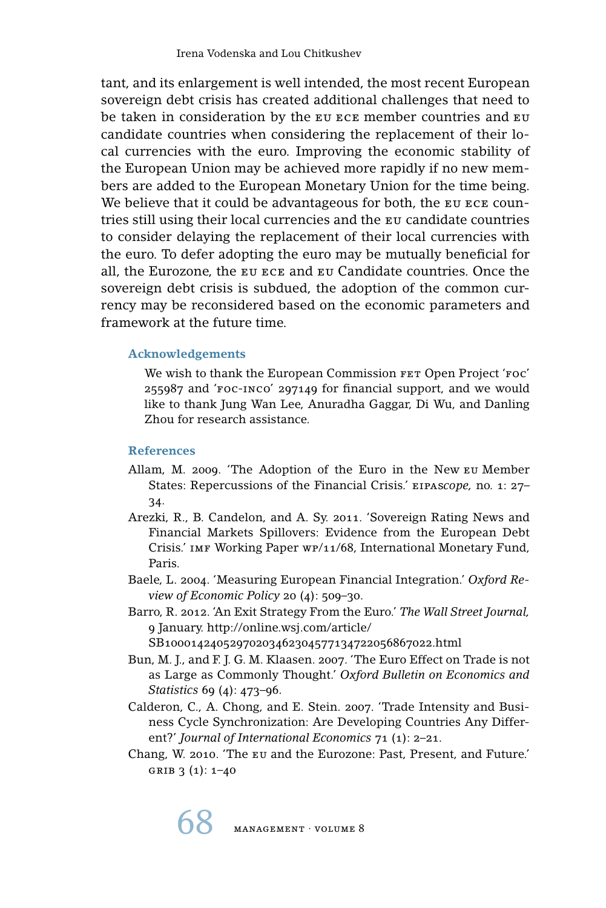tant, and its enlargement is well intended, the most recent European sovereign debt crisis has created additional challenges that need to be taken in consideration by the EU ECE member countries and EU candidate countries when considering the replacement of their local currencies with the euro. Improving the economic stability of the European Union may be achieved more rapidly if no new members are added to the European Monetary Union for the time being. We believe that it could be advantageous for both, the EU ECE countries still using their local currencies and the EU candidate countries to consider delaying the replacement of their local currencies with the euro. To defer adopting the euro may be mutually beneficial for all, the Eurozone, the EU ECE and EU Candidate countries. Once the sovereign debt crisis is subdued, the adoption of the common currency may be reconsidered based on the economic parameters and framework at the future time.

### Acknowledgements

We wish to thank the European Commission FET Open Project 'FOC' 255987 and 'FOC-INCO' 297149 for financial support, and we would like to thank Jung Wan Lee, Anuradha Gaggar, Di Wu, and Danling Zhou for research assistance.

### References

Allam, M. 2009. 'The Adoption of the Euro in the New EU Member States: Repercussions of the Financial Crisis.' EIPA*scope,* no. 1: 27–34.

Arezki, R., B. Candelon, and A. Sy. 2011. 'Sovereign Rating News and Financial Markets Spillovers: Evidence from the European Debt Crisis.' IMF Working Paper WP/11/68, International Monetary Fund, Paris.

Baele, L. 2004. 'Measuring European Financial Integration.' *Oxford Review of Economic Policy* 20 (4): 509–30.

Barro, R. 2012. 'An Exit Strategy From the Euro.' *The Wall Street Journal,* 9 January. http://online.wsj.com/article/SB10001424052970203462304577134722056867022.html

Bun, M. J., and F. J. G. M. Klaasen. 2007. 'The Euro Effect on Trade is not as Large as Commonly Thought.' *Oxford Bulletin on Economics and Statistics* 69 (4): 473–96.

Calderon, C., A. Chong, and E. Stein. 2007. 'Trade Intensity and Business Cycle Synchronization: Are Developing Countries Any Different?' *Journal of International Economics* 71 (1): 2–21.

Chang, W. 2010. 'The EU and the Eurozone: Past, Present, and Future.' GRIB 3 (1): 1–40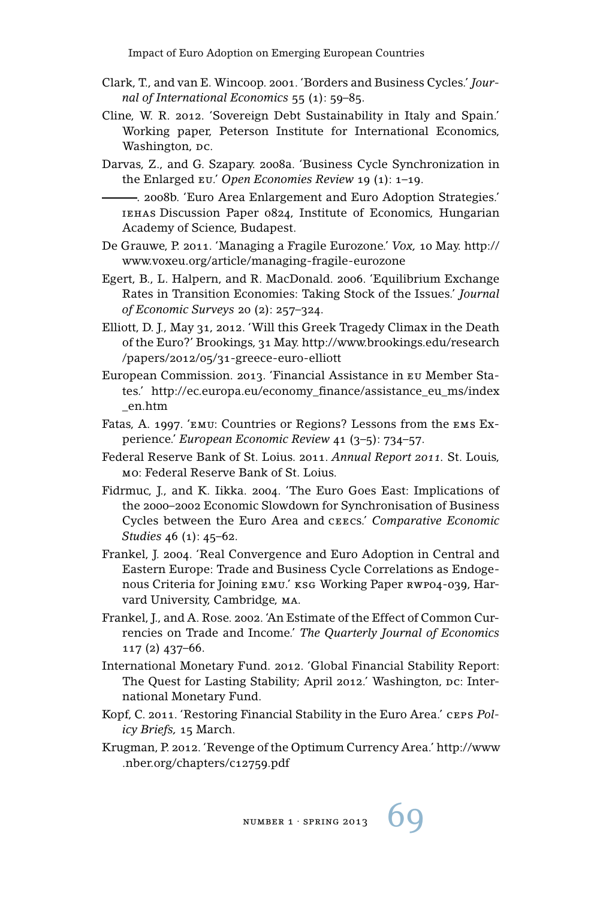Clark, T., and van E. Wincoop. 2001. 'Borders and Business Cycles.' *Journal of International Economics* 55 (1): 59–85.

Cline, W. R. 2012. 'Sovereign Debt Sustainability in Italy and Spain.' Working paper, Peterson Institute for International Economics, Washington, DC.

Darvas, Z., and G. Szapary. 2008a. 'Business Cycle Synchronization in the Enlarged EU.' *Open Economies Review* 19 (1): 1–19.

———. 2008b. 'Euro Area Enlargement and Euro Adoption Strategies.' IEHAS Discussion Paper 0824, Institute of Economics, Hungarian Academy of Science, Budapest.

De Grauwe, P. 2011. 'Managing a Fragile Eurozone.' *Vox,* 10 May. http://www.voxeu.org/article/managing-fragile-eurozone

Egert, B., L. Halpern, and R. MacDonald. 2006. 'Equilibrium Exchange Rates in Transition Economies: Taking Stock of the Issues.' *Journal of Economic Surveys* 20 (2): 257–324.

Elliott, D. J., May 31, 2012. 'Will this Greek Tragedy Climax in the Death of the Euro?' Brookings, 31 May. http://www.brookings.edu/research/papers/2012/05/31-greece-euro-elliott

European Commission. 2013. 'Financial Assistance in EU Member States.' http://ec.europa.eu/economy_finance/assistance_eu_ms/index_en.htm

Fatas, A. 1997. 'EMU: Countries or Regions? Lessons from the EMS Experience.' *European Economic Review* 41 (3–5): 734–57.

Federal Reserve Bank of St. Loius. 2011. *Annual Report 2011*. St. Louis, MO: Federal Reserve Bank of St. Loius.

Fidrmuc, J., and K. Iikka. 2004. 'The Euro Goes East: Implications of the 2000–2002 Economic Slowdown for Synchronisation of Business Cycles between the Euro Area and CEECs.' *Comparative Economic Studies* 46 (1): 45–62.

Frankel, J. 2004. 'Real Convergence and Euro Adoption in Central and Eastern Europe: Trade and Business Cycle Correlations as Endogenous Criteria for Joining EMU.' KSG Working Paper RWP04-039, Harvard University, Cambridge, MA.

Frankel, J., and A. Rose. 2002. 'An Estimate of the Effect of Common Currencies on Trade and Income.' *The Quarterly Journal of Economics* 117 (2) 437–66.

International Monetary Fund. 2012. 'Global Financial Stability Report: The Quest for Lasting Stability; April 2012.' Washington, DC: International Monetary Fund.

Kopf, C. 2011. 'Restoring Financial Stability in the Euro Area.' CEPS *Policy Briefs,* 15 March.

Krugman, P. 2012. 'Revenge of the Optimum Currency Area.' http://www.nber.org/chapters/c12759.pdf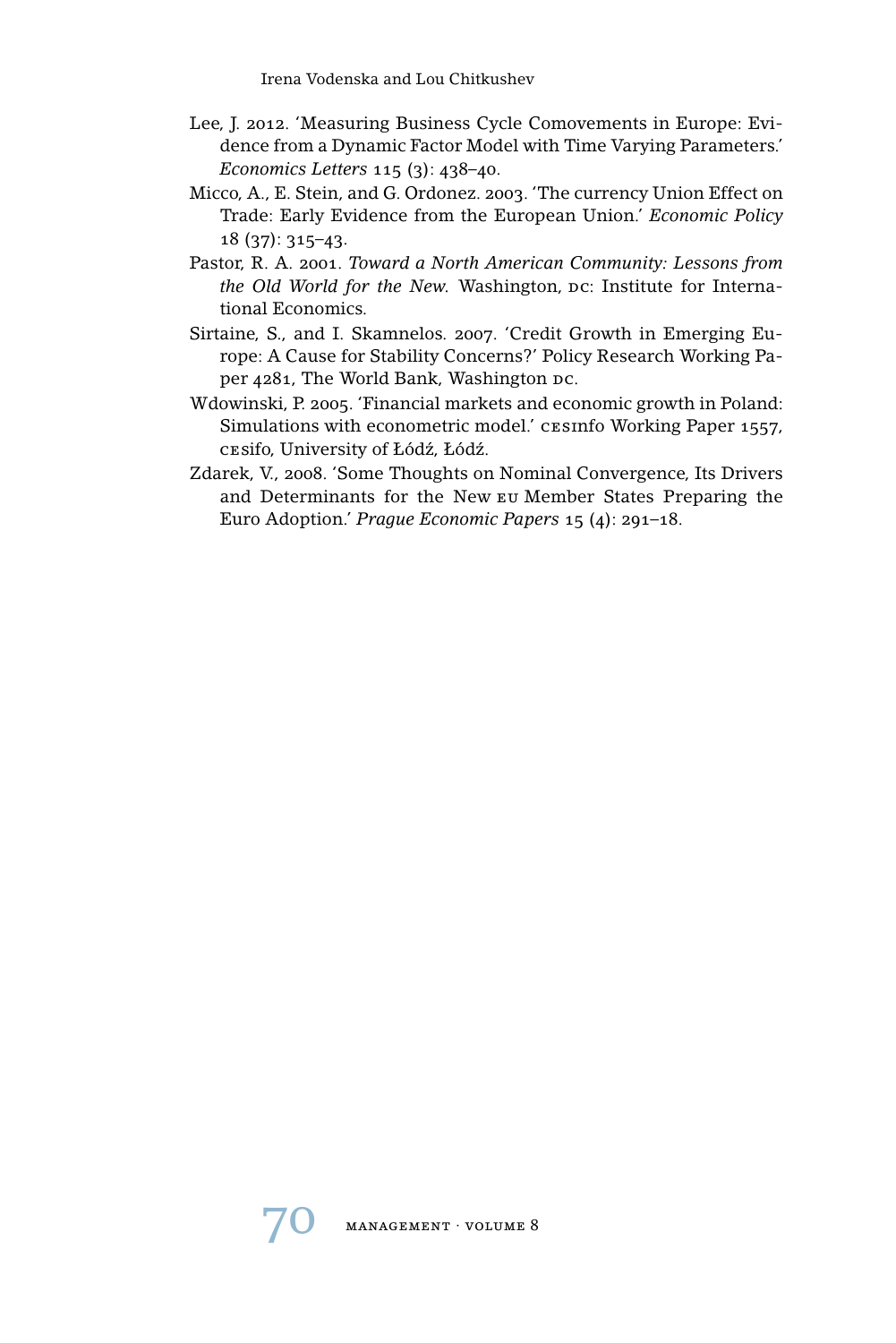Lee, J. 2012. 'Measuring Business Cycle Comovements in Europe: Evidence from a Dynamic Factor Model with Time Varying Parameters.' *Economics Letters* 115 (3): 438–40.

Micco, A., E. Stein, and G. Ordonez. 2003. 'The currency Union Effect on Trade: Early Evidence from the European Union.' *Economic Policy* 18 (37): 315–43.

Pastor, R. A. 2001. *Toward a North American Community: Lessons from the Old World for the New.* Washington, DC: Institute for International Economics.

Sirtaine, S., and I. Skamnelos. 2007. 'Credit Growth in Emerging Europe: A Cause for Stability Concerns?' Policy Research Working Paper 4281, The World Bank, Washington DC.

Wdowinski, P. 2005. 'Financial markets and economic growth in Poland: Simulations with econometric model.' CESinfo Working Paper 1557, CESifo, University of Łódź, Łódź.

Zdarek, V., 2008. 'Some Thoughts on Nominal Convergence, Its Drivers and Determinants for the New EU Member States Preparing the Euro Adoption.' *Prague Economic Papers* 15 (4): 291–18.